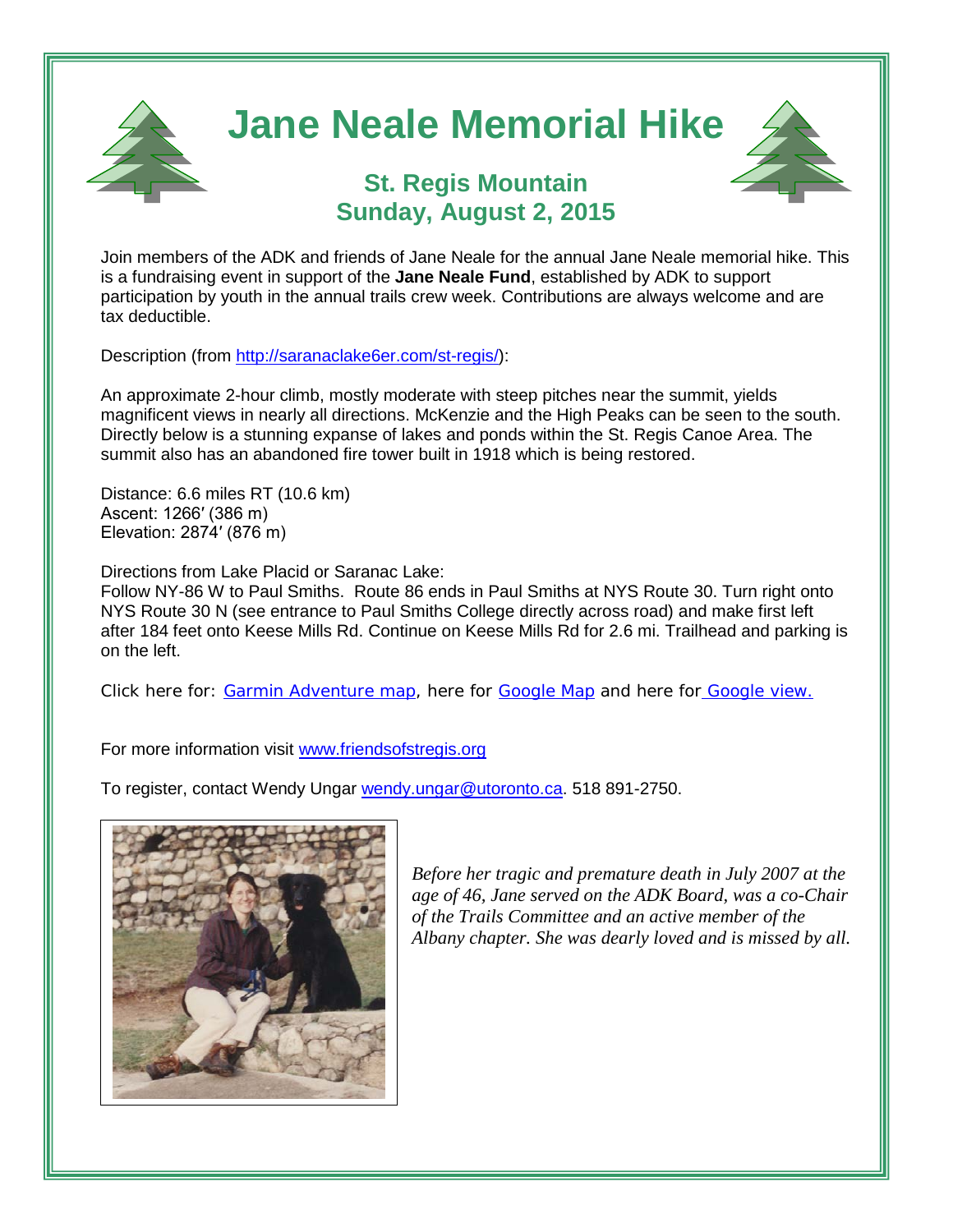# Jane Neale Memorial Hike

## St. Regis Mountain
## Sunday, August 2, 2015

Join members of the ADK and friends of Jane Neale for the annual Jane Neale memorial hike. This is a fundraising event in support of the **Jane Neale Fund**, established by ADK to support participation by youth in the annual trails crew week. Contributions are always welcome and are tax deductible.

Description (from http://saranaclake6er.com/st-regis/):

An approximate 2-hour climb, mostly moderate with steep pitches near the summit, yields magnificent views in nearly all directions. McKenzie and the High Peaks can be seen to the south. Directly below is a stunning expanse of lakes and ponds within the St. Regis Canoe Area. The summit also has an abandoned fire tower built in 1918 which is being restored.

Distance: 6.6 miles RT (10.6 km)
Ascent: 1266′ (386 m)
Elevation: 2874′ (876 m)

Directions from Lake Placid or Saranac Lake:
Follow NY-86 W to Paul Smiths. Route 86 ends in Paul Smiths at NYS Route 30. Turn right onto NYS Route 30 N (see entrance to Paul Smiths College directly across road) and make first left after 184 feet onto Keese Mills Rd. Continue on Keese Mills Rd for 2.6 mi. Trailhead and parking is on the left.

Click here for: Garmin Adventure map, here for Google Map and here for Google view.

For more information visit www.friendsofstregis.org

To register, contact Wendy Ungar wendy.ungar@utoronto.ca. 518 891-2750.

*Before her tragic and premature death in July 2007 at the age of 46, Jane served on the ADK Board, was a co-Chair of the Trails Committee and an active member of the Albany chapter. She was dearly loved and is missed by all.*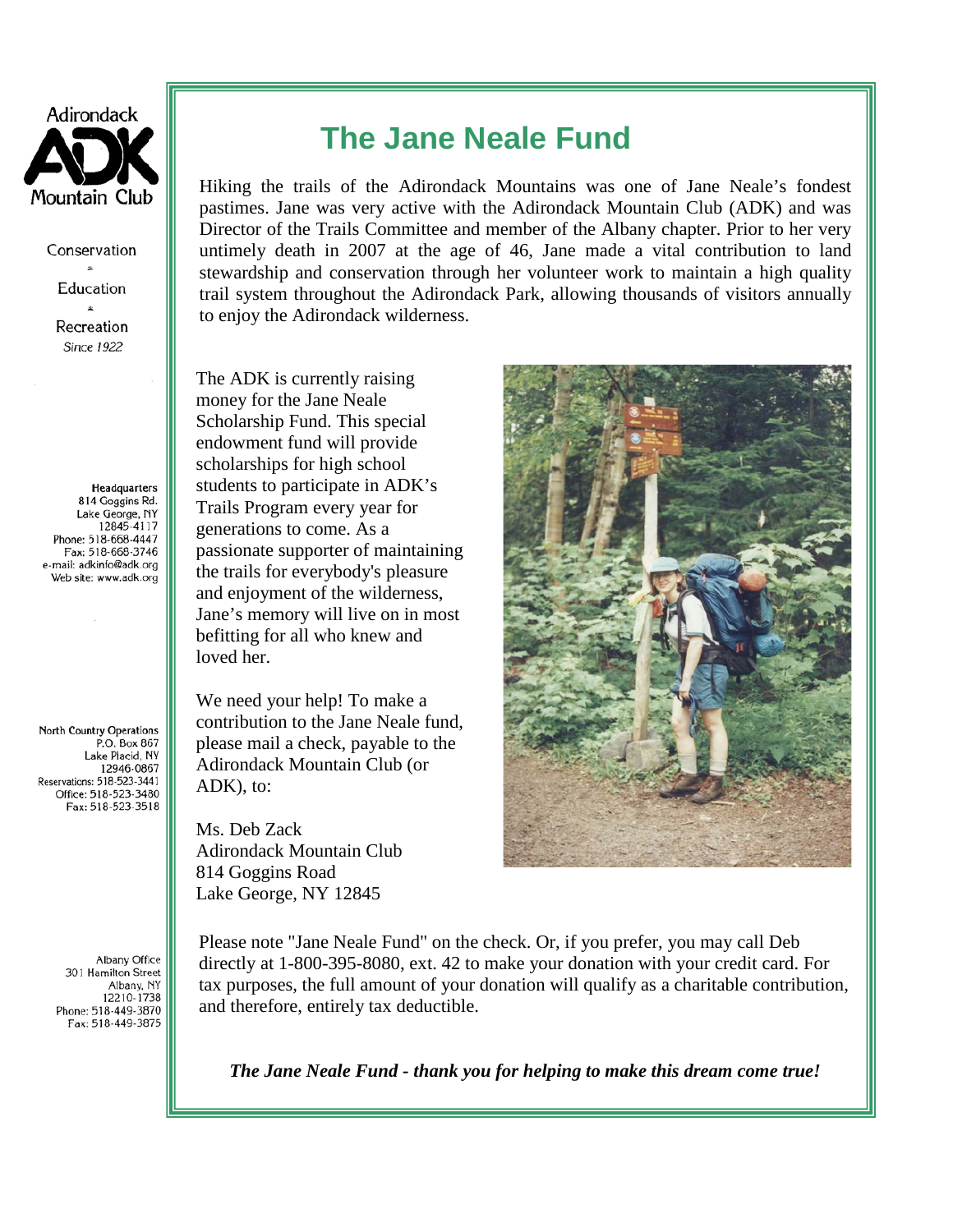Adirondack

ADK

Mountain Club

Conservation

Education

Recreation

*Since 1922*

**Headquarters**
814 Goggins Rd.
Lake George, NY
12845-4117
Phone: 518-668-4447
Fax: 518-668-3746
e-mail: adkinfo@adk.org
Web site: www.adk.org

**North Country Operations**
P.O. Box 867
Lake Placid, NY
12946-0867
Reservations: 518-523-3441
Office: 518-523-3480
Fax: 518-523-3518

Albany Office
301 Hamilton Street
Albany, NY
12210-1738
Phone: 518-449-3870
Fax: 518-449-3875

# The Jane Neale Fund

Hiking the trails of the Adirondack Mountains was one of Jane Neale's fondest pastimes. Jane was very active with the Adirondack Mountain Club (ADK) and was Director of the Trails Committee and member of the Albany chapter. Prior to her very untimely death in 2007 at the age of 46, Jane made a vital contribution to land stewardship and conservation through her volunteer work to maintain a high quality trail system throughout the Adirondack Park, allowing thousands of visitors annually to enjoy the Adirondack wilderness.

The ADK is currently raising money for the Jane Neale Scholarship Fund. This special endowment fund will provide scholarships for high school students to participate in ADK's Trails Program every year for generations to come. As a passionate supporter of maintaining the trails for everybody's pleasure and enjoyment of the wilderness, Jane's memory will live on in most befitting for all who knew and loved her.

We need your help! To make a contribution to the Jane Neale fund, please mail a check, payable to the Adirondack Mountain Club (or ADK), to:

Ms. Deb Zack
Adirondack Mountain Club
814 Goggins Road
Lake George, NY 12845

Please note "Jane Neale Fund" on the check. Or, if you prefer, you may call Deb directly at 1-800-395-8080, ext. 42 to make your donation with your credit card. For tax purposes, the full amount of your donation will qualify as a charitable contribution, and therefore, entirely tax deductible.

***The Jane Neale Fund - thank you for helping to make this dream come true!***